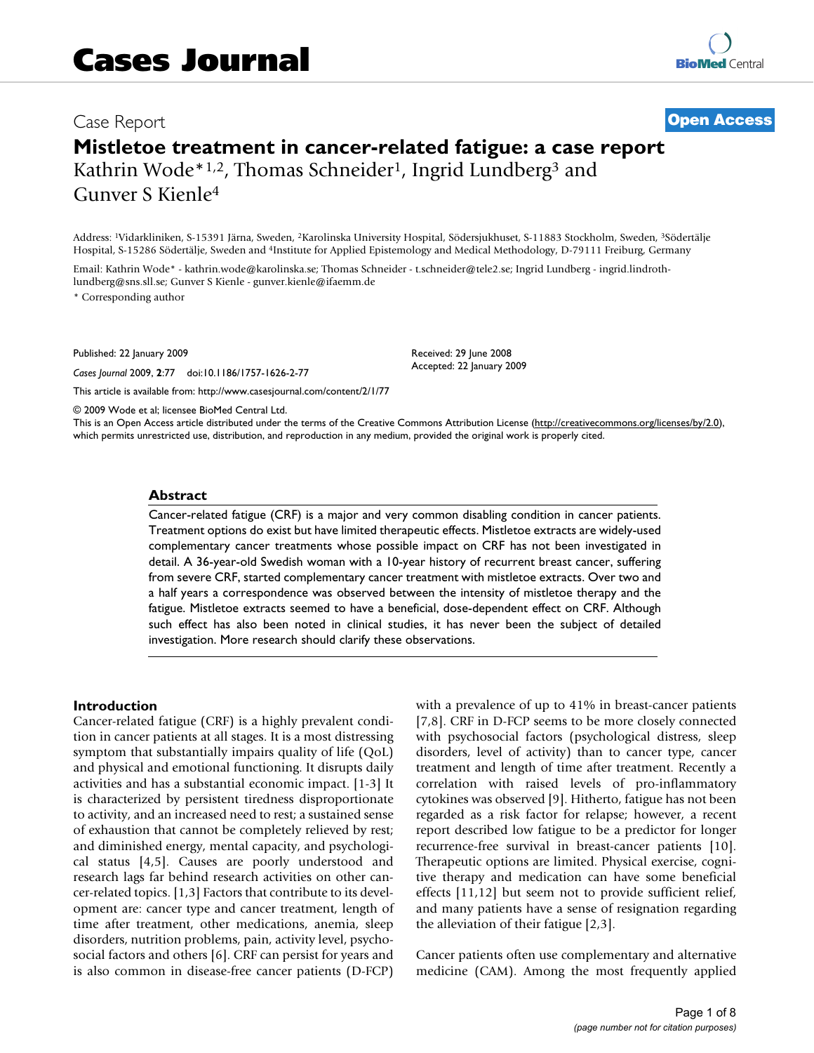# Cases Journal

Case Report

**Open Access**

## Mistletoe treatment in cancer-related fatigue: a case report

Kathrin Wode*[1,2], Thomas Schneider[1], Ingrid Lundberg[3] and Gunver S Kienle[4]

Address: [1]Vidarkliniken, S-15391 Järna, Sweden, [2]Karolinska University Hospital, Södersjukhuset, S-11883 Stockholm, Sweden, [3]Södertälje Hospital, S-15286 Södertälje, Sweden and [4]Institute for Applied Epistemology and Medical Methodology, D-79111 Freiburg, Germany

Email: Kathrin Wode* - kathrin.wode@karolinska.se; Thomas Schneider - t.schneider@tele2.se; Ingrid Lundberg - ingrid.lindroth-lundberg@sns.sll.se; Gunver S Kienle - gunver.kienle@ifaemm.de

* Corresponding author

Published: 22 January 2009

*Cases Journal* 2009, **2**:77 doi:10.1186/1757-1626-2-77

Received: 29 June 2008
Accepted: 22 January 2009

This article is available from: http://www.casesjournal.com/content/2/1/77

© 2009 Wode et al; licensee BioMed Central Ltd.
This is an Open Access article distributed under the terms of the Creative Commons Attribution License (http://creativecommons.org/licenses/by/2.0), which permits unrestricted use, distribution, and reproduction in any medium, provided the original work is properly cited.

### Abstract

Cancer-related fatigue (CRF) is a major and very common disabling condition in cancer patients. Treatment options do exist but have limited therapeutic effects. Mistletoe extracts are widely-used complementary cancer treatments whose possible impact on CRF has not been investigated in detail. A 36-year-old Swedish woman with a 10-year history of recurrent breast cancer, suffering from severe CRF, started complementary cancer treatment with mistletoe extracts. Over two and a half years a correspondence was observed between the intensity of mistletoe therapy and the fatigue. Mistletoe extracts seemed to have a beneficial, dose-dependent effect on CRF. Although such effect has also been noted in clinical studies, it has never been the subject of detailed investigation. More research should clarify these observations.

### Introduction

Cancer-related fatigue (CRF) is a highly prevalent condition in cancer patients at all stages. It is a most distressing symptom that substantially impairs quality of life (QoL) and physical and emotional functioning. It disrupts daily activities and has a substantial economic impact. [1-3] It is characterized by persistent tiredness disproportionate to activity, and an increased need to rest; a sustained sense of exhaustion that cannot be completely relieved by rest; and diminished energy, mental capacity, and psychological status [4,5]. Causes are poorly understood and research lags far behind research activities on other cancer-related topics. [1,3] Factors that contribute to its development are: cancer type and cancer treatment, length of time after treatment, other medications, anemia, sleep disorders, nutrition problems, pain, activity level, psychosocial factors and others [6]. CRF can persist for years and is also common in disease-free cancer patients (D-FCP) with a prevalence of up to 41% in breast-cancer patients [7,8]. CRF in D-FCP seems to be more closely connected with psychosocial factors (psychological distress, sleep disorders, level of activity) than to cancer type, cancer treatment and length of time after treatment. Recently a correlation with raised levels of pro-inflammatory cytokines was observed [9]. Hitherto, fatigue has not been regarded as a risk factor for relapse; however, a recent report described low fatigue to be a predictor for longer recurrence-free survival in breast-cancer patients [10]. Therapeutic options are limited. Physical exercise, cognitive therapy and medication can have some beneficial effects [11,12] but seem not to provide sufficient relief, and many patients have a sense of resignation regarding the alleviation of their fatigue [2,3].

Cancer patients often use complementary and alternative medicine (CAM). Among the most frequently applied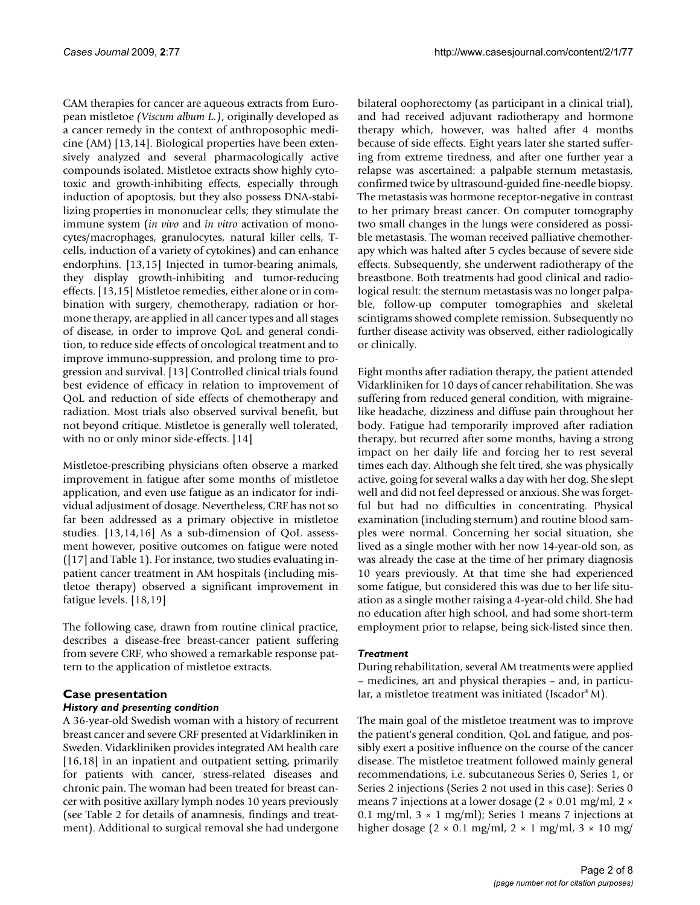CAM therapies for cancer are aqueous extracts from European mistletoe *(Viscum album L.)*, originally developed as a cancer remedy in the context of anthroposophic medicine (AM) [13,14]. Biological properties have been extensively analyzed and several pharmacologically active compounds isolated. Mistletoe extracts show highly cytotoxic and growth-inhibiting effects, especially through induction of apoptosis, but they also possess DNA-stabilizing properties in mononuclear cells; they stimulate the immune system (*in vivo* and *in vitro* activation of monocytes/macrophages, granulocytes, natural killer cells, T-cells, induction of a variety of cytokines) and can enhance endorphins. [13,15] Injected in tumor-bearing animals, they display growth-inhibiting and tumor-reducing effects. [13,15] Mistletoe remedies, either alone or in combination with surgery, chemotherapy, radiation or hormone therapy, are applied in all cancer types and all stages of disease, in order to improve QoL and general condition, to reduce side effects of oncological treatment and to improve immuno-suppression, and prolong time to progression and survival. [13] Controlled clinical trials found best evidence of efficacy in relation to improvement of QoL and reduction of side effects of chemotherapy and radiation. Most trials also observed survival benefit, but not beyond critique. Mistletoe is generally well tolerated, with no or only minor side-effects. [14]

Mistletoe-prescribing physicians often observe a marked improvement in fatigue after some months of mistletoe application, and even use fatigue as an indicator for individual adjustment of dosage. Nevertheless, CRF has not so far been addressed as a primary objective in mistletoe studies. [13,14,16] As a sub-dimension of QoL assessment however, positive outcomes on fatigue were noted ([17] and Table 1). For instance, two studies evaluating inpatient cancer treatment in AM hospitals (including mistletoe therapy) observed a significant improvement in fatigue levels. [18,19]

The following case, drawn from routine clinical practice, describes a disease-free breast-cancer patient suffering from severe CRF, who showed a remarkable response pattern to the application of mistletoe extracts.

## Case presentation

### *History and presenting condition*

A 36-year-old Swedish woman with a history of recurrent breast cancer and severe CRF presented at Vidarkliniken in Sweden. Vidarkliniken provides integrated AM health care [16,18] in an inpatient and outpatient setting, primarily for patients with cancer, stress-related diseases and chronic pain. The woman had been treated for breast cancer with positive axillary lymph nodes 10 years previously (see Table 2 for details of anamnesis, findings and treatment). Additional to surgical removal she had undergone bilateral oophorectomy (as participant in a clinical trial), and had received adjuvant radiotherapy and hormone therapy which, however, was halted after 4 months because of side effects. Eight years later she started suffering from extreme tiredness, and after one further year a relapse was ascertained: a palpable sternum metastasis, confirmed twice by ultrasound-guided fine-needle biopsy. The metastasis was hormone receptor-negative in contrast to her primary breast cancer. On computer tomography two small changes in the lungs were considered as possible metastasis. The woman received palliative chemotherapy which was halted after 5 cycles because of severe side effects. Subsequently, she underwent radiotherapy of the breastbone. Both treatments had good clinical and radiological result: the sternum metastasis was no longer palpable, follow-up computer tomographies and skeletal scintigrams showed complete remission. Subsequently no further disease activity was observed, either radiologically or clinically.

Eight months after radiation therapy, the patient attended Vidarkliniken for 10 days of cancer rehabilitation. She was suffering from reduced general condition, with migraine-like headache, dizziness and diffuse pain throughout her body. Fatigue had temporarily improved after radiation therapy, but recurred after some months, having a strong impact on her daily life and forcing her to rest several times each day. Although she felt tired, she was physically active, going for several walks a day with her dog. She slept well and did not feel depressed or anxious. She was forgetful but had no difficulties in concentrating. Physical examination (including sternum) and routine blood samples were normal. Concerning her social situation, she lived as a single mother with her now 14-year-old son, as was already the case at the time of her primary diagnosis 10 years previously. At that time she had experienced some fatigue, but considered this was due to her life situation as a single mother raising a 4-year-old child. She had no education after high school, and had some short-term employment prior to relapse, being sick-listed since then.

### *Treatment*

During rehabilitation, several AM treatments were applied – medicines, art and physical therapies – and, in particular, a mistletoe treatment was initiated (Iscador® M).

The main goal of the mistletoe treatment was to improve the patient's general condition, QoL and fatigue, and possibly exert a positive influence on the course of the cancer disease. The mistletoe treatment followed mainly general recommendations, i.e. subcutaneous Series 0, Series 1, or Series 2 injections (Series 2 not used in this case): Series 0 means 7 injections at a lower dosage (2 × 0.01 mg/ml, 2 × 0.1 mg/ml, 3 × 1 mg/ml); Series 1 means 7 injections at higher dosage (2 × 0.1 mg/ml, 2 × 1 mg/ml, 3 × 10 mg/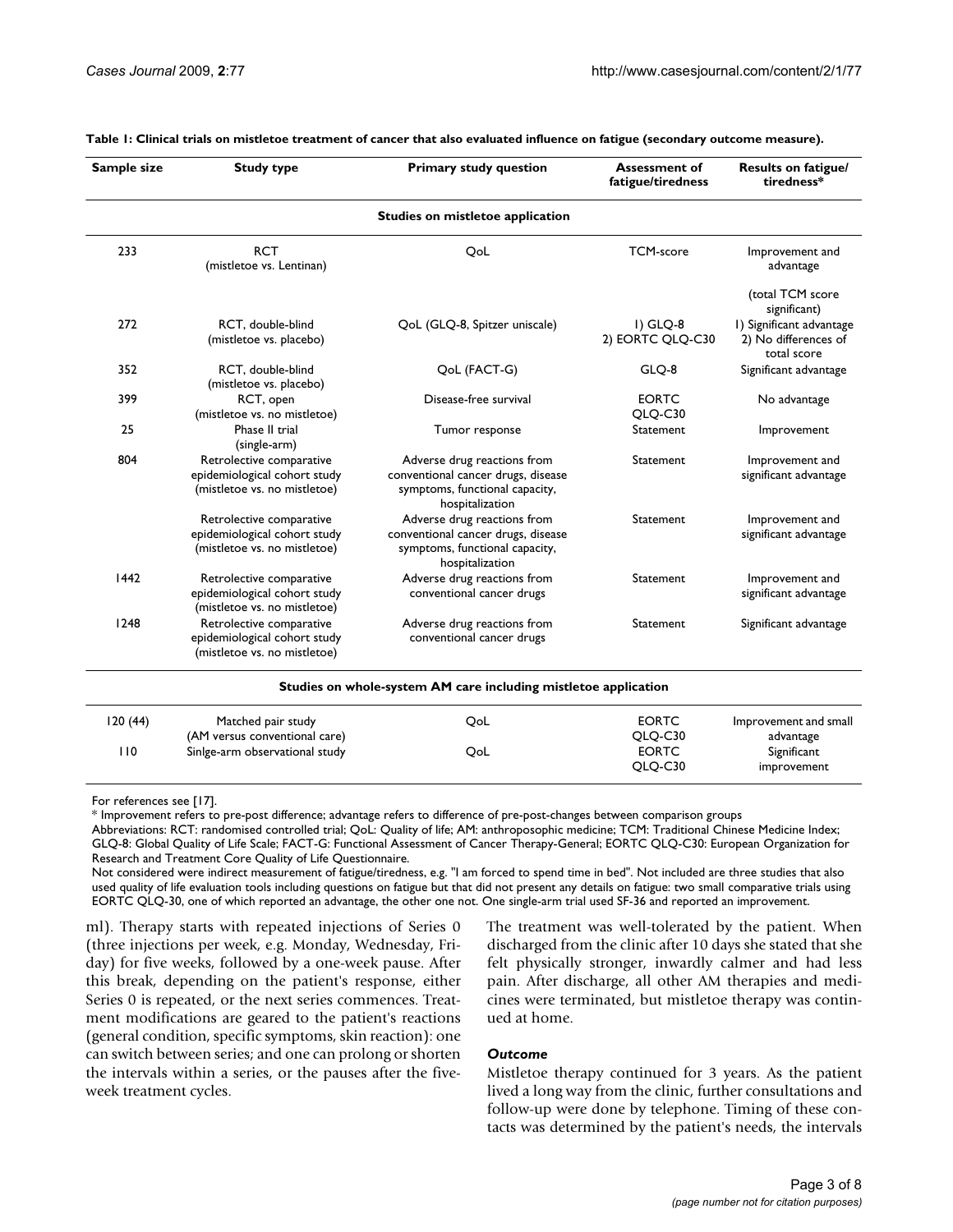**Table 1: Clinical trials on mistletoe treatment of cancer that also evaluated influence on fatigue (secondary outcome measure).**

| Sample size | Study type | Primary study question | Assessment of fatigue/tiredness | Results on fatigue/ tiredness* |
|---|---|---|---|---|
| | | **Studies on mistletoe application** | | |
| 233 | RCT (mistletoe vs. Lentinan) | QoL | TCM-score | Improvement and advantage (total TCM score significant) |
| 272 | RCT, double-blind (mistletoe vs. placebo) | QoL (GLQ-8, Spitzer uniscale) | 1) GLQ-8 2) EORTC QLQ-C30 | 1) Significant advantage 2) No differences of total score |
| 352 | RCT, double-blind (mistletoe vs. placebo) | QoL (FACT-G) | GLQ-8 | Significant advantage |
| 399 | RCT, open (mistletoe vs. no mistletoe) | Disease-free survival | EORTC QLQ-C30 | No advantage |
| 25 | Phase II trial (single-arm) | Tumor response | Statement | Improvement |
| 804 | Retrolective comparative epidemiological cohort study (mistletoe vs. no mistletoe) | Adverse drug reactions from conventional cancer drugs, disease symptoms, functional capacity, hospitalization | Statement | Improvement and significant advantage |
| | Retrolective comparative epidemiological cohort study (mistletoe vs. no mistletoe) | Adverse drug reactions from conventional cancer drugs, disease symptoms, functional capacity, hospitalization | Statement | Improvement and significant advantage |
| 1442 | Retrolective comparative epidemiological cohort study (mistletoe vs. no mistletoe) | Adverse drug reactions from conventional cancer drugs | Statement | Improvement and significant advantage |
| 1248 | Retrolective comparative epidemiological cohort study (mistletoe vs. no mistletoe) | Adverse drug reactions from conventional cancer drugs | Statement | Significant advantage |
| | | **Studies on whole-system AM care including mistletoe application** | | |
| 120 (44) | Matched pair study (AM versus conventional care) | QoL | EORTC QLQ-C30 | Improvement and small advantage |
| 110 | Sinlge-arm observational study | QoL | EORTC QLQ-C30 | Significant improvement |

For references see [17].

\* Improvement refers to pre-post difference; advantage refers to difference of pre-post-changes between comparison groups

Abbreviations: RCT: randomised controlled trial; QoL: Quality of life; AM: anthroposophic medicine; TCM: Traditional Chinese Medicine Index; GLQ-8: Global Quality of Life Scale; FACT-G: Functional Assessment of Cancer Therapy-General; EORTC QLQ-C30: European Organization for Research and Treatment Core Quality of Life Questionnaire.

Not considered were indirect measurement of fatigue/tiredness, e.g. "I am forced to spend time in bed". Not included are three studies that also used quality of life evaluation tools including questions on fatigue but that did not present any details on fatigue: two small comparative trials using EORTC QLQ-30, one of which reported an advantage, the other one not. One single-arm trial used SF-36 and reported an improvement.

ml). Therapy starts with repeated injections of Series 0 (three injections per week, e.g. Monday, Wednesday, Friday) for five weeks, followed by a one-week pause. After this break, depending on the patient's response, either Series 0 is repeated, or the next series commences. Treatment modifications are geared to the patient's reactions (general condition, specific symptoms, skin reaction): one can switch between series; and one can prolong or shorten the intervals within a series, or the pauses after the five-week treatment cycles.

The treatment was well-tolerated by the patient. When discharged from the clinic after 10 days she stated that she felt physically stronger, inwardly calmer and had less pain. After discharge, all other AM therapies and medicines were terminated, but mistletoe therapy was continued at home.

### *Outcome*

Mistletoe therapy continued for 3 years. As the patient lived a long way from the clinic, further consultations and follow-up were done by telephone. Timing of these contacts was determined by the patient's needs, the intervals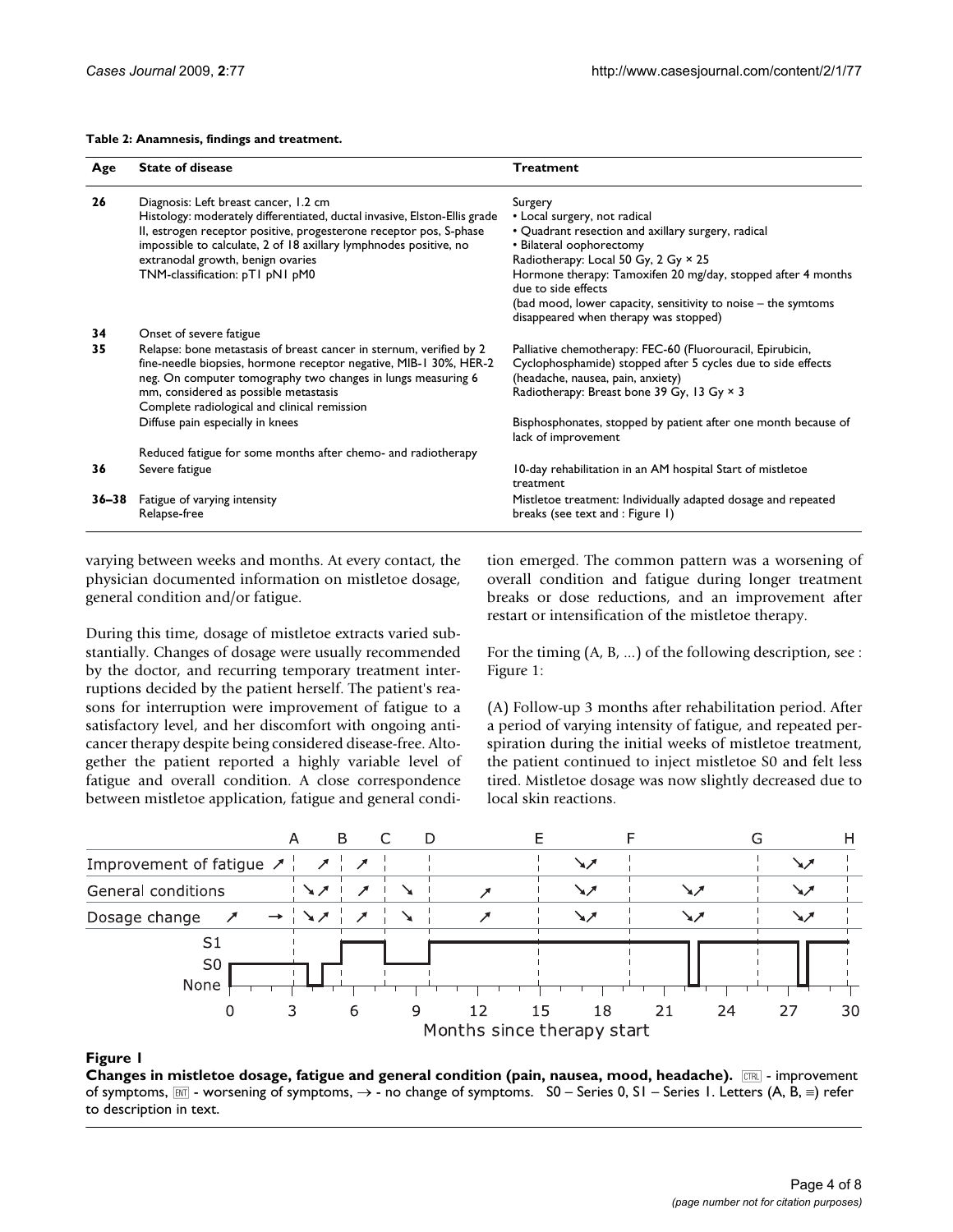**Table 2: Anamnesis, findings and treatment.**

| Age | State of disease | Treatment |
| --- | --- | --- |
| 26 | Diagnosis: Left breast cancer, 1.2 cm<br>Histology: moderately differentiated, ductal invasive, Elston-Ellis grade II, estrogen receptor positive, progesterone receptor pos, S-phase impossible to calculate, 2 of 18 axillary lymphnodes positive, no extranodal growth, benign ovaries<br>TNM-classification: pT1 pN1 pM0 | Surgery<br>• Local surgery, not radical<br>• Quadrant resection and axillary surgery, radical<br>• Bilateral oophorectomy<br>Radiotherapy: Local 50 Gy, 2 Gy × 25<br>Hormone therapy: Tamoxifen 20 mg/day, stopped after 4 months due to side effects<br>(bad mood, lower capacity, sensitivity to noise – the symtoms disappeared when therapy was stopped) |
| 34 | Onset of severe fatigue | |
| 35 | Relapse: bone metastasis of breast cancer in sternum, verified by 2 fine-needle biopsies, hormone receptor negative, MIB-1 30%, HER-2 neg. On computer tomography two changes in lungs measuring 6 mm, considered as possible metastasis<br>Complete radiological and clinical remission | Palliative chemotherapy: FEC-60 (Fluorouracil, Epirubicin, Cyclophosphamide) stopped after 5 cycles due to side effects (headache, nausea, pain, anxiety)<br>Radiotherapy: Breast bone 39 Gy, 13 Gy × 3 |
| | Diffuse pain especially in knees | Bisphosphonates, stopped by patient after one month because of lack of improvement |
| | Reduced fatigue for some months after chemo- and radiotherapy | |
| 36 | Severe fatigue | 10-day rehabilitation in an AM hospital Start of mistletoe treatment |
| 36–38 | Fatigue of varying intensity<br>Relapse-free | Mistletoe treatment: Individually adapted dosage and repeated breaks (see text and : Figure 1) |

varying between weeks and months. At every contact, the physician documented information on mistletoe dosage, general condition and/or fatigue.

During this time, dosage of mistletoe extracts varied substantially. Changes of dosage were usually recommended by the doctor, and recurring temporary treatment interruptions decided by the patient herself. The patient's reasons for interruption were improvement of fatigue to a satisfactory level, and her discomfort with ongoing anticancer therapy despite being considered disease-free. Altogether the patient reported a highly variable level of fatigue and overall condition. A close correspondence between mistletoe application, fatigue and general condition emerged. The common pattern was a worsening of overall condition and fatigue during longer treatment breaks or dose reductions, and an improvement after restart or intensification of the mistletoe therapy.

For the timing (A, B, ...) of the following description, see : Figure 1:

(A) Follow-up 3 months after rehabilitation period. After a period of varying intensity of fatigue, and repeated perspiration during the initial weeks of mistletoe treatment, the patient continued to inject mistletoe S0 and felt less tired. Mistletoe dosage was now slightly decreased due to local skin reactions.

**Figure 1**

**Changes in mistletoe dosage, fatigue and general condition (pain, nausea, mood, headache).** ↗ - improvement of symptoms, ↘ - worsening of symptoms, → - no change of symptoms. S0 – Series 0, S1 – Series 1. Letters (A, B, ...) refer to description in text.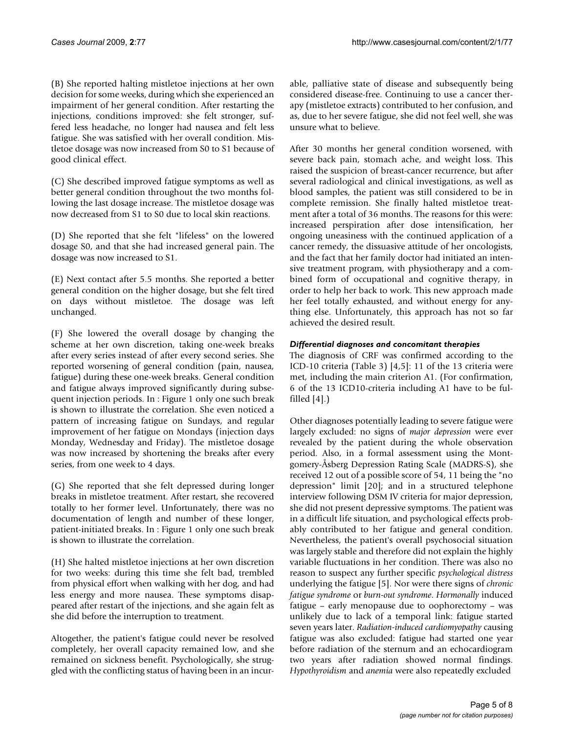(B) She reported halting mistletoe injections at her own decision for some weeks, during which she experienced an impairment of her general condition. After restarting the injections, conditions improved: she felt stronger, suffered less headache, no longer had nausea and felt less fatigue. She was satisfied with her overall condition. Mistletoe dosage was now increased from S0 to S1 because of good clinical effect.

(C) She described improved fatigue symptoms as well as better general condition throughout the two months following the last dosage increase. The mistletoe dosage was now decreased from S1 to S0 due to local skin reactions.

(D) She reported that she felt "lifeless" on the lowered dosage S0, and that she had increased general pain. The dosage was now increased to S1.

(E) Next contact after 5.5 months. She reported a better general condition on the higher dosage, but she felt tired on days without mistletoe. The dosage was left unchanged.

(F) She lowered the overall dosage by changing the scheme at her own discretion, taking one-week breaks after every series instead of after every second series. She reported worsening of general condition (pain, nausea, fatigue) during these one-week breaks. General condition and fatigue always improved significantly during subsequent injection periods. In : Figure 1 only one such break is shown to illustrate the correlation. She even noticed a pattern of increasing fatigue on Sundays, and regular improvement of her fatigue on Mondays (injection days Monday, Wednesday and Friday). The mistletoe dosage was now increased by shortening the breaks after every series, from one week to 4 days.

(G) She reported that she felt depressed during longer breaks in mistletoe treatment. After restart, she recovered totally to her former level. Unfortunately, there was no documentation of length and number of these longer, patient-initiated breaks. In : Figure 1 only one such break is shown to illustrate the correlation.

(H) She halted mistletoe injections at her own discretion for two weeks: during this time she felt bad, trembled from physical effort when walking with her dog, and had less energy and more nausea. These symptoms disappeared after restart of the injections, and she again felt as she did before the interruption to treatment.

Altogether, the patient's fatigue could never be resolved completely, her overall capacity remained low, and she remained on sickness benefit. Psychologically, she struggled with the conflicting status of having been in an incurable, palliative state of disease and subsequently being considered disease-free. Continuing to use a cancer therapy (mistletoe extracts) contributed to her confusion, and as, due to her severe fatigue, she did not feel well, she was unsure what to believe.

After 30 months her general condition worsened, with severe back pain, stomach ache, and weight loss. This raised the suspicion of breast-cancer recurrence, but after several radiological and clinical investigations, as well as blood samples, the patient was still considered to be in complete remission. She finally halted mistletoe treatment after a total of 36 months. The reasons for this were: increased perspiration after dose intensification, her ongoing uneasiness with the continued application of a cancer remedy, the dissuasive attitude of her oncologists, and the fact that her family doctor had initiated an intensive treatment program, with physiotherapy and a combined form of occupational and cognitive therapy, in order to help her back to work. This new approach made her feel totally exhausted, and without energy for anything else. Unfortunately, this approach has not so far achieved the desired result.

### *Differential diagnoses and concomitant therapies*

The diagnosis of CRF was confirmed according to the ICD-10 criteria (Table 3) [4,5]: 11 of the 13 criteria were met, including the main criterion A1. (For confirmation, 6 of the 13 ICD10-criteria including A1 have to be fulfilled [4].)

Other diagnoses potentially leading to severe fatigue were largely excluded: no signs of *major depression* were ever revealed by the patient during the whole observation period. Also, in a formal assessment using the Montgomery-Åsberg Depression Rating Scale (MADRS-S), she received 12 out of a possible score of 54, 11 being the "no depression" limit [20]; and in a structured telephone interview following DSM IV criteria for major depression, she did not present depressive symptoms. The patient was in a difficult life situation, and psychological effects probably contributed to her fatigue and general condition. Nevertheless, the patient's overall psychosocial situation was largely stable and therefore did not explain the highly variable fluctuations in her condition. There was also no reason to suspect any further specific *psychological distress* underlying the fatigue [5]. Nor were there signs of *chronic fatigue syndrome* or *burn-out syndrome*. *Hormonally* induced fatigue – early menopause due to oophorectomy – was unlikely due to lack of a temporal link: fatigue started seven years later. *Radiation-induced cardiomyopathy* causing fatigue was also excluded: fatigue had started one year before radiation of the sternum and an echocardiogram two years after radiation showed normal findings. *Hypothyroidism* and *anemia* were also repeatedly excluded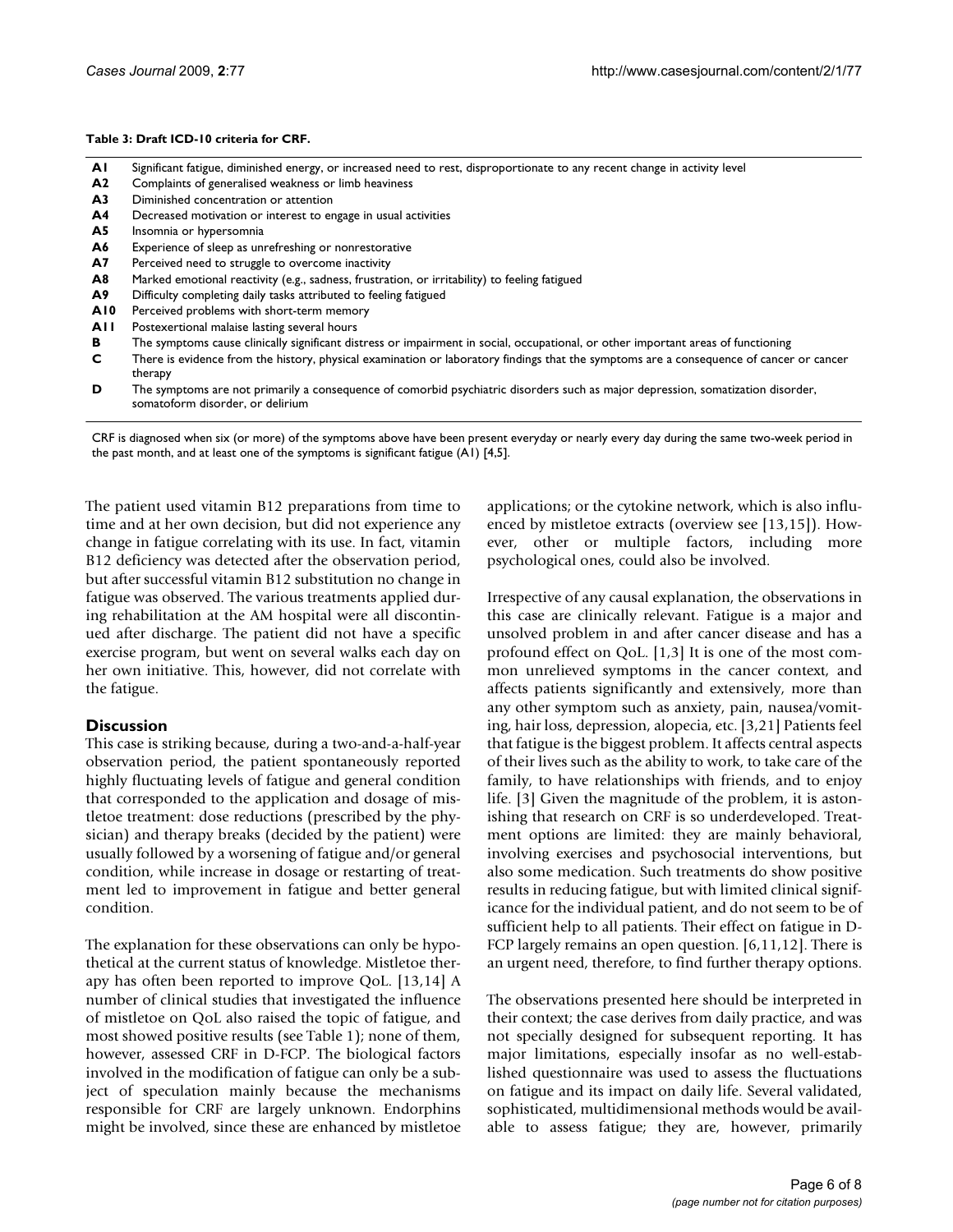**Table 3: Draft ICD-10 criteria for CRF.**

| | |
|---|---|
| A1 | Significant fatigue, diminished energy, or increased need to rest, disproportionate to any recent change in activity level |
| A2 | Complaints of generalised weakness or limb heaviness |
| A3 | Diminished concentration or attention |
| A4 | Decreased motivation or interest to engage in usual activities |
| A5 | Insomnia or hypersomnia |
| A6 | Experience of sleep as unrefreshing or nonrestorative |
| A7 | Perceived need to struggle to overcome inactivity |
| A8 | Marked emotional reactivity (e.g., sadness, frustration, or irritability) to feeling fatigued |
| A9 | Difficulty completing daily tasks attributed to feeling fatigued |
| A10 | Perceived problems with short-term memory |
| A11 | Postexertional malaise lasting several hours |
| B | The symptoms cause clinically significant distress or impairment in social, occupational, or other important areas of functioning |
| C | There is evidence from the history, physical examination or laboratory findings that the symptoms are a consequence of cancer or cancer therapy |
| D | The symptoms are not primarily a consequence of comorbid psychiatric disorders such as major depression, somatization disorder, somatoform disorder, or delirium |

CRF is diagnosed when six (or more) of the symptoms above have been present everyday or nearly every day during the same two-week period in the past month, and at least one of the symptoms is significant fatigue (A1) [4,5].

The patient used vitamin B12 preparations from time to time and at her own decision, but did not experience any change in fatigue correlating with its use. In fact, vitamin B12 deficiency was detected after the observation period, but after successful vitamin B12 substitution no change in fatigue was observed. The various treatments applied during rehabilitation at the AM hospital were all discontinued after discharge. The patient did not have a specific exercise program, but went on several walks each day on her own initiative. This, however, did not correlate with the fatigue.

## Discussion

This case is striking because, during a two-and-a-half-year observation period, the patient spontaneously reported highly fluctuating levels of fatigue and general condition that corresponded to the application and dosage of mistletoe treatment: dose reductions (prescribed by the physician) and therapy breaks (decided by the patient) were usually followed by a worsening of fatigue and/or general condition, while increase in dosage or restarting of treatment led to improvement in fatigue and better general condition.

The explanation for these observations can only be hypothetical at the current status of knowledge. Mistletoe therapy has often been reported to improve QoL. [13,14] A number of clinical studies that investigated the influence of mistletoe on QoL also raised the topic of fatigue, and most showed positive results (see Table 1); none of them, however, assessed CRF in D-FCP. The biological factors involved in the modification of fatigue can only be a subject of speculation mainly because the mechanisms responsible for CRF are largely unknown. Endorphins might be involved, since these are enhanced by mistletoe applications; or the cytokine network, which is also influenced by mistletoe extracts (overview see [13,15]). However, other or multiple factors, including more psychological ones, could also be involved.

Irrespective of any causal explanation, the observations in this case are clinically relevant. Fatigue is a major and unsolved problem in and after cancer disease and has a profound effect on QoL. [1,3] It is one of the most common unrelieved symptoms in the cancer context, and affects patients significantly and extensively, more than any other symptom such as anxiety, pain, nausea/vomiting, hair loss, depression, alopecia, etc. [3,21] Patients feel that fatigue is the biggest problem. It affects central aspects of their lives such as the ability to work, to take care of the family, to have relationships with friends, and to enjoy life. [3] Given the magnitude of the problem, it is astonishing that research on CRF is so underdeveloped. Treatment options are limited: they are mainly behavioral, involving exercises and psychosocial interventions, but also some medication. Such treatments do show positive results in reducing fatigue, but with limited clinical significance for the individual patient, and do not seem to be of sufficient help to all patients. Their effect on fatigue in D-FCP largely remains an open question. [6,11,12]. There is an urgent need, therefore, to find further therapy options.

The observations presented here should be interpreted in their context; the case derives from daily practice, and was not specially designed for subsequent reporting. It has major limitations, especially insofar as no well-established questionnaire was used to assess the fluctuations on fatigue and its impact on daily life. Several validated, sophisticated, multidimensional methods would be available to assess fatigue; they are, however, primarily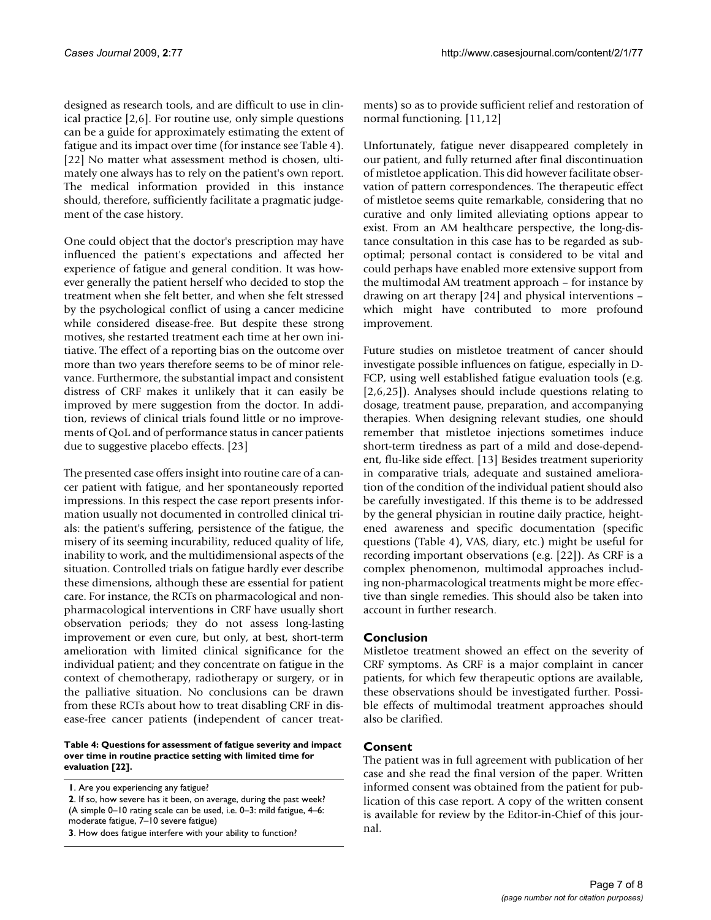designed as research tools, and are difficult to use in clinical practice [2,6]. For routine use, only simple questions can be a guide for approximately estimating the extent of fatigue and its impact over time (for instance see Table 4). [22] No matter what assessment method is chosen, ultimately one always has to rely on the patient's own report. The medical information provided in this instance should, therefore, sufficiently facilitate a pragmatic judgement of the case history.

One could object that the doctor's prescription may have influenced the patient's expectations and affected her experience of fatigue and general condition. It was however generally the patient herself who decided to stop the treatment when she felt better, and when she felt stressed by the psychological conflict of using a cancer medicine while considered disease-free. But despite these strong motives, she restarted treatment each time at her own initiative. The effect of a reporting bias on the outcome over more than two years therefore seems to be of minor relevance. Furthermore, the substantial impact and consistent distress of CRF makes it unlikely that it can easily be improved by mere suggestion from the doctor. In addition, reviews of clinical trials found little or no improvements of QoL and of performance status in cancer patients due to suggestive placebo effects. [23]

The presented case offers insight into routine care of a cancer patient with fatigue, and her spontaneously reported impressions. In this respect the case report presents information usually not documented in controlled clinical trials: the patient's suffering, persistence of the fatigue, the misery of its seeming incurability, reduced quality of life, inability to work, and the multidimensional aspects of the situation. Controlled trials on fatigue hardly ever describe these dimensions, although these are essential for patient care. For instance, the RCTs on pharmacological and non-pharmacological interventions in CRF have usually short observation periods; they do not assess long-lasting improvement or even cure, but only, at best, short-term amelioration with limited clinical significance for the individual patient; and they concentrate on fatigue in the context of chemotherapy, radiotherapy or surgery, or in the palliative situation. No conclusions can be drawn from these RCTs about how to treat disabling CRF in disease-free cancer patients (independent of cancer treatments) so as to provide sufficient relief and restoration of normal functioning. [11,12]

**Table 4: Questions for assessment of fatigue severity and impact over time in routine practice setting with limited time for evaluation [22].**

| |
|---|
| **1**. Are you experiencing any fatigue? |
| **2**. If so, how severe has it been, on average, during the past week? (A simple 0–10 rating scale can be used, i.e. 0–3: mild fatigue, 4–6: moderate fatigue, 7–10 severe fatigue) |
| **3**. How does fatigue interfere with your ability to function? |

Unfortunately, fatigue never disappeared completely in our patient, and fully returned after final discontinuation of mistletoe application. This did however facilitate observation of pattern correspondences. The therapeutic effect of mistletoe seems quite remarkable, considering that no curative and only limited alleviating options appear to exist. From an AM healthcare perspective, the long-distance consultation in this case has to be regarded as suboptimal; personal contact is considered to be vital and could perhaps have enabled more extensive support from the multimodal AM treatment approach – for instance by drawing on art therapy [24] and physical interventions – which might have contributed to more profound improvement.

Future studies on mistletoe treatment of cancer should investigate possible influences on fatigue, especially in D-FCP, using well established fatigue evaluation tools (e.g. [2,6,25]). Analyses should include questions relating to dosage, treatment pause, preparation, and accompanying therapies. When designing relevant studies, one should remember that mistletoe injections sometimes induce short-term tiredness as part of a mild and dose-dependent, flu-like side effect. [13] Besides treatment superiority in comparative trials, adequate and sustained amelioration of the condition of the individual patient should also be carefully investigated. If this theme is to be addressed by the general physician in routine daily practice, heightened awareness and specific documentation (specific questions (Table 4), VAS, diary, etc.) might be useful for recording important observations (e.g. [22]). As CRF is a complex phenomenon, multimodal approaches including non-pharmacological treatments might be more effective than single remedies. This should also be taken into account in further research.

## Conclusion

Mistletoe treatment showed an effect on the severity of CRF symptoms. As CRF is a major complaint in cancer patients, for which few therapeutic options are available, these observations should be investigated further. Possible effects of multimodal treatment approaches should also be clarified.

## Consent

The patient was in full agreement with publication of her case and she read the final version of the paper. Written informed consent was obtained from the patient for publication of this case report. A copy of the written consent is available for review by the Editor-in-Chief of this journal.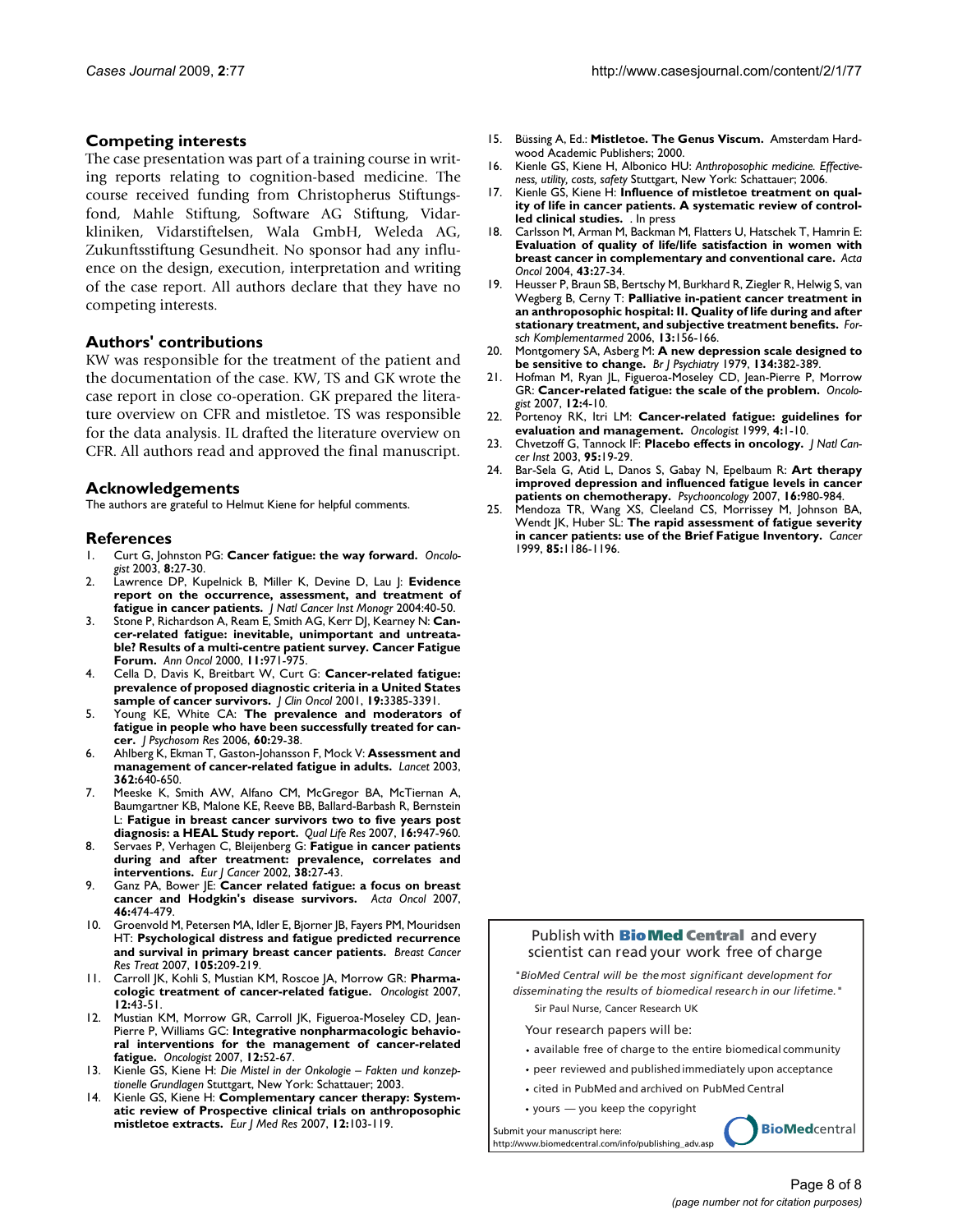## Competing interests

The case presentation was part of a training course in writing reports relating to cognition-based medicine. The course received funding from Christopherus Stiftungsfond, Mahle Stiftung, Software AG Stiftung, Vidarkliniken, Vidarstiftelsen, Wala GmbH, Weleda AG, Zukunftsstiftung Gesundheit. No sponsor had any influence on the design, execution, interpretation and writing of the case report. All authors declare that they have no competing interests.

## Authors' contributions

KW was responsible for the treatment of the patient and the documentation of the case. KW, TS and GK wrote the case report in close co-operation. GK prepared the literature overview on CFR and mistletoe. TS was responsible for the data analysis. IL drafted the literature overview on CFR. All authors read and approved the final manuscript.

## Acknowledgements

The authors are grateful to Helmut Kiene for helpful comments.

## References

1. Curt G, Johnston PG: **Cancer fatigue: the way forward.** *Oncologist* 2003, **8:**27-30.
2. Lawrence DP, Kupelnick B, Miller K, Devine D, Lau J: **Evidence report on the occurrence, assessment, and treatment of fatigue in cancer patients.** *J Natl Cancer Inst Monogr* 2004:40-50.
3. Stone P, Richardson A, Ream E, Smith AG, Kerr DJ, Kearney N: **Cancer-related fatigue: inevitable, unimportant and untreatable? Results of a multi-centre patient survey. Cancer Fatigue Forum.** *Ann Oncol* 2000, **11:**971-975.
4. Cella D, Davis K, Breitbart W, Curt G: **Cancer-related fatigue: prevalence of proposed diagnostic criteria in a United States sample of cancer survivors.** *J Clin Oncol* 2001, **19:**3385-3391.
5. Young KE, White CA: **The prevalence and moderators of fatigue in people who have been successfully treated for cancer.** *J Psychosom Res* 2006, **60:**29-38.
6. Ahlberg K, Ekman T, Gaston-Johansson F, Mock V: **Assessment and management of cancer-related fatigue in adults.** *Lancet* 2003, **362:**640-650.
7. Meeske K, Smith AW, Alfano CM, McGregor BA, McTiernan A, Baumgartner KB, Malone KE, Reeve BB, Ballard-Barbash R, Bernstein L: **Fatigue in breast cancer survivors two to five years post diagnosis: a HEAL Study report.** *Qual Life Res* 2007, **16:**947-960.
8. Servaes P, Verhagen C, Bleijenberg G: **Fatigue in cancer patients during and after treatment: prevalence, correlates and interventions.** *Eur J Cancer* 2002, **38:**27-43.
9. Ganz PA, Bower JE: **Cancer related fatigue: a focus on breast cancer and Hodgkin's disease survivors.** *Acta Oncol* 2007, **46:**474-479.
10. Groenvold M, Petersen MA, Idler E, Bjorner JB, Fayers PM, Mouridsen HT: **Psychological distress and fatigue predicted recurrence and survival in primary breast cancer patients.** *Breast Cancer Res Treat* 2007, **105:**209-219.
11. Carroll JK, Kohli S, Mustian KM, Roscoe JA, Morrow GR: **Pharmacologic treatment of cancer-related fatigue.** *Oncologist* 2007, **12:**43-51.
12. Mustian KM, Morrow GR, Carroll JK, Figueroa-Moseley CD, Jean-Pierre P, Williams GC: **Integrative nonpharmacologic behavioral interventions for the management of cancer-related fatigue.** *Oncologist* 2007, **12:**52-67.
13. Kienle GS, Kiene H: *Die Mistel in der Onkologie – Fakten und konzeptionelle Grundlagen* Stuttgart, New York: Schattauer; 2003.
14. Kienle GS, Kiene H: **Complementary cancer therapy: Systematic review of Prospective clinical trials on anthroposophic mistletoe extracts.** *Eur J Med Res* 2007, **12:**103-119.
15. Büssing A, Ed.: **Mistletoe. The Genus Viscum.** Amsterdam Hardwood Academic Publishers; 2000.
16. Kienle GS, Kiene H, Albonico HU: *Anthroposophic medicine. Effectiveness, utility, costs, safety* Stuttgart, New York: Schattauer; 2006.
17. Kienle GS, Kiene H: **Influence of mistletoe treatment on quality of life in cancer patients. A systematic review of controlled clinical studies.** . In press
18. Carlsson M, Arman M, Backman M, Flatters U, Hatschek T, Hamrin E: **Evaluation of quality of life/life satisfaction in women with breast cancer in complementary and conventional care.** *Acta Oncol* 2004, **43:**27-34.
19. Heusser P, Braun SB, Bertschy M, Burkhard R, Ziegler R, Helwig S, van Wegberg B, Cerny T: **Palliative in-patient cancer treatment in an anthroposophic hospital: II. Quality of life during and after stationary treatment, and subjective treatment benefits.** *Forsch Komplementarmed* 2006, **13:**156-166.
20. Montgomery SA, Asberg M: **A new depression scale designed to be sensitive to change.** *Br J Psychiatry* 1979, **134:**382-389.
21. Hofman M, Ryan JL, Figueroa-Moseley CD, Jean-Pierre P, Morrow GR: **Cancer-related fatigue: the scale of the problem.** *Oncologist* 2007, **12:**4-10.
22. Portenoy RK, Itri LM: **Cancer-related fatigue: guidelines for evaluation and management.** *Oncologist* 1999, **4:**1-10.
23. Chvetzoff G, Tannock IF: **Placebo effects in oncology.** *J Natl Cancer Inst* 2003, **95:**19-29.
24. Bar-Sela G, Atid L, Danos S, Gabay N, Epelbaum R: **Art therapy improved depression and influenced fatigue levels in cancer patients on chemotherapy.** *Psychooncology* 2007, **16:**980-984.
25. Mendoza TR, Wang XS, Cleeland CS, Morrissey M, Johnson BA, Wendt JK, Huber SL: **The rapid assessment of fatigue severity in cancer patients: use of the Brief Fatigue Inventory.** *Cancer* 1999, **85:**1186-1196.

Publish with **BioMed Central** and every scientist can read your work free of charge

*"BioMed Central will be the most significant development for disseminating the results of biomedical research in our lifetime."*

Sir Paul Nurse, Cancer Research UK

Your research papers will be:

- available free of charge to the entire biomedical community
- peer reviewed and published immediately upon acceptance
- cited in PubMed and archived on PubMed Central
- yours — you keep the copyright

Submit your manuscript here:
http://www.biomedcentral.com/info/publishing_adv.asp

BioMedcentral